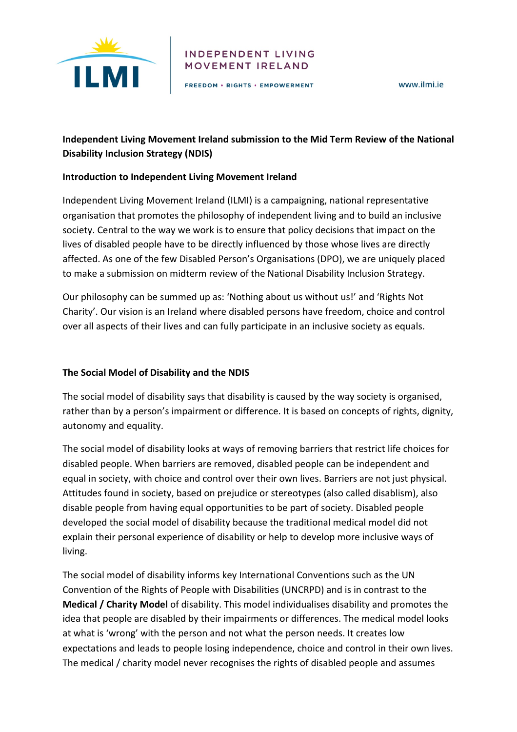INDEPENDENT LIVING MOVEMENT IRELAND

FREEDOM • RIGHTS • EMPOWERMENT

www.ilmi.ie

**Independent Living Movement Ireland submission to the Mid Term Review of the National Disability Inclusion Strategy (NDIS)**

**Introduction to Independent Living Movement Ireland**

Independent Living Movement Ireland (ILMI) is a campaigning, national representative organisation that promotes the philosophy of independent living and to build an inclusive society. Central to the way we work is to ensure that policy decisions that impact on the lives of disabled people have to be directly influenced by those whose lives are directly affected. As one of the few Disabled Person's Organisations (DPO), we are uniquely placed to make a submission on midterm review of the National Disability Inclusion Strategy.

Our philosophy can be summed up as: 'Nothing about us without us!' and 'Rights Not Charity'. Our vision is an Ireland where disabled persons have freedom, choice and control over all aspects of their lives and can fully participate in an inclusive society as equals.

**The Social Model of Disability and the NDIS**

The social model of disability says that disability is caused by the way society is organised, rather than by a person's impairment or difference. It is based on concepts of rights, dignity, autonomy and equality.

The social model of disability looks at ways of removing barriers that restrict life choices for disabled people. When barriers are removed, disabled people can be independent and equal in society, with choice and control over their own lives. Barriers are not just physical. Attitudes found in society, based on prejudice or stereotypes (also called disablism), also disable people from having equal opportunities to be part of society. Disabled people developed the social model of disability because the traditional medical model did not explain their personal experience of disability or help to develop more inclusive ways of living.

The social model of disability informs key International Conventions such as the UN Convention of the Rights of People with Disabilities (UNCRPD) and is in contrast to the **Medical / Charity Model** of disability. This model individualises disability and promotes the idea that people are disabled by their impairments or differences. The medical model looks at what is 'wrong' with the person and not what the person needs. It creates low expectations and leads to people losing independence, choice and control in their own lives. The medical / charity model never recognises the rights of disabled people and assumes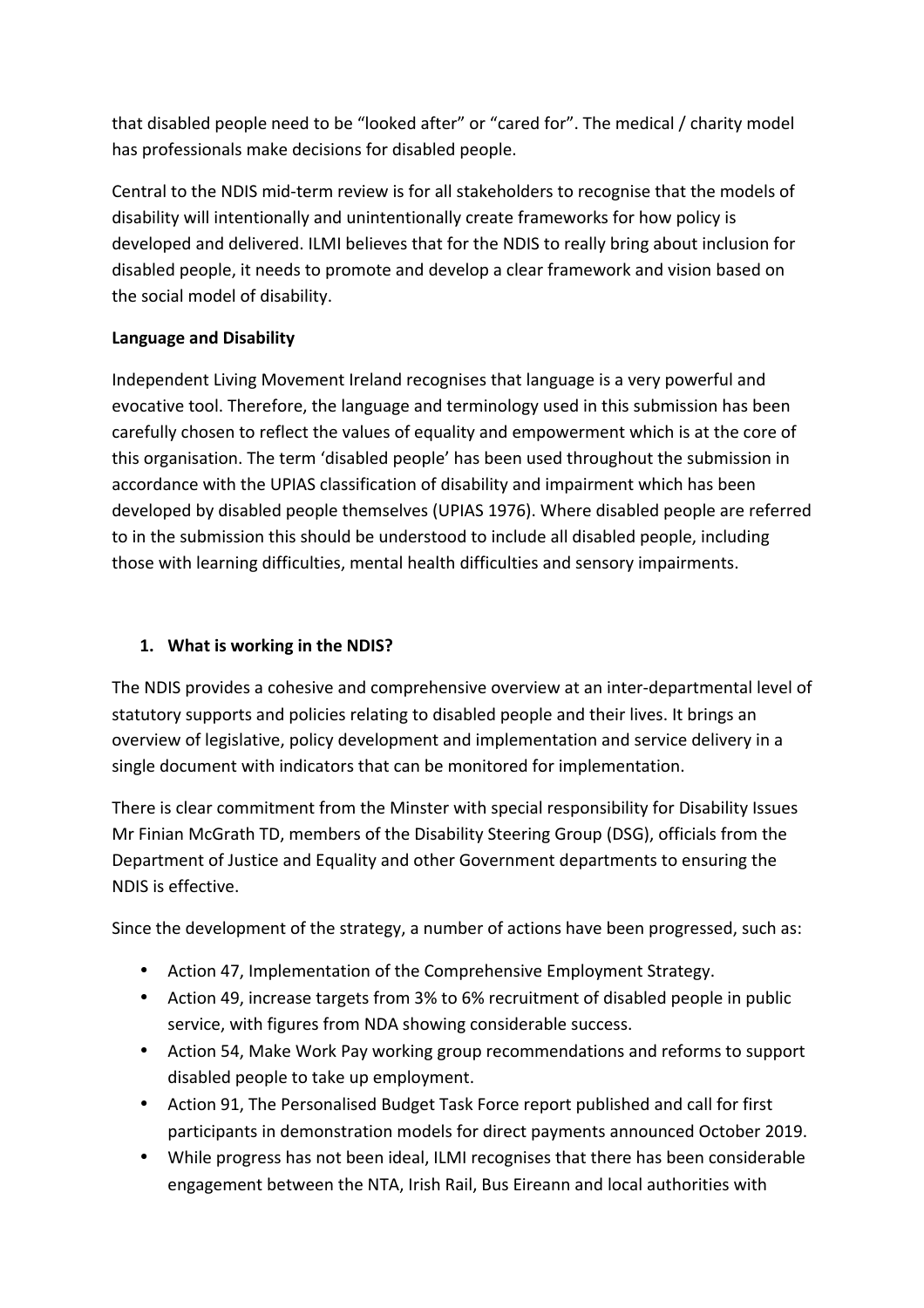that disabled people need to be "looked after" or "cared for". The medical / charity model has professionals make decisions for disabled people.

Central to the NDIS mid-term review is for all stakeholders to recognise that the models of disability will intentionally and unintentionally create frameworks for how policy is developed and delivered. ILMI believes that for the NDIS to really bring about inclusion for disabled people, it needs to promote and develop a clear framework and vision based on the social model of disability.

**Language and Disability**

Independent Living Movement Ireland recognises that language is a very powerful and evocative tool. Therefore, the language and terminology used in this submission has been carefully chosen to reflect the values of equality and empowerment which is at the core of this organisation. The term 'disabled people' has been used throughout the submission in accordance with the UPIAS classification of disability and impairment which has been developed by disabled people themselves (UPIAS 1976). Where disabled people are referred to in the submission this should be understood to include all disabled people, including those with learning difficulties, mental health difficulties and sensory impairments.

## 1. What is working in the NDIS?

The NDIS provides a cohesive and comprehensive overview at an inter-departmental level of statutory supports and policies relating to disabled people and their lives. It brings an overview of legislative, policy development and implementation and service delivery in a single document with indicators that can be monitored for implementation.

There is clear commitment from the Minster with special responsibility for Disability Issues Mr Finian McGrath TD, members of the Disability Steering Group (DSG), officials from the Department of Justice and Equality and other Government departments to ensuring the NDIS is effective.

Since the development of the strategy, a number of actions have been progressed, such as:

- Action 47, Implementation of the Comprehensive Employment Strategy.
- Action 49, increase targets from 3% to 6% recruitment of disabled people in public service, with figures from NDA showing considerable success.
- Action 54, Make Work Pay working group recommendations and reforms to support disabled people to take up employment.
- Action 91, The Personalised Budget Task Force report published and call for first participants in demonstration models for direct payments announced October 2019.
- While progress has not been ideal, ILMI recognises that there has been considerable engagement between the NTA, Irish Rail, Bus Eireann and local authorities with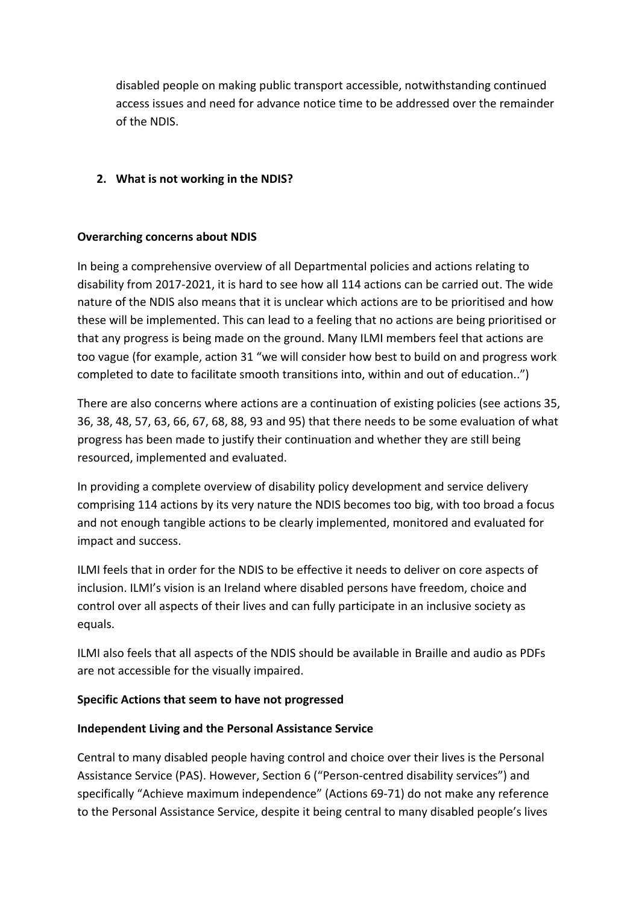disabled people on making public transport accessible, notwithstanding continued access issues and need for advance notice time to be addressed over the remainder of the NDIS.

## 2. What is not working in the NDIS?

**Overarching concerns about NDIS**

In being a comprehensive overview of all Departmental policies and actions relating to disability from 2017-2021, it is hard to see how all 114 actions can be carried out. The wide nature of the NDIS also means that it is unclear which actions are to be prioritised and how these will be implemented. This can lead to a feeling that no actions are being prioritised or that any progress is being made on the ground. Many ILMI members feel that actions are too vague (for example, action 31 "we will consider how best to build on and progress work completed to date to facilitate smooth transitions into, within and out of education..")

There are also concerns where actions are a continuation of existing policies (see actions 35, 36, 38, 48, 57, 63, 66, 67, 68, 88, 93 and 95) that there needs to be some evaluation of what progress has been made to justify their continuation and whether they are still being resourced, implemented and evaluated.

In providing a complete overview of disability policy development and service delivery comprising 114 actions by its very nature the NDIS becomes too big, with too broad a focus and not enough tangible actions to be clearly implemented, monitored and evaluated for impact and success.

ILMI feels that in order for the NDIS to be effective it needs to deliver on core aspects of inclusion. ILMI's vision is an Ireland where disabled persons have freedom, choice and control over all aspects of their lives and can fully participate in an inclusive society as equals.

ILMI also feels that all aspects of the NDIS should be available in Braille and audio as PDFs are not accessible for the visually impaired.

**Specific Actions that seem to have not progressed**

**Independent Living and the Personal Assistance Service**

Central to many disabled people having control and choice over their lives is the Personal Assistance Service (PAS). However, Section 6 ("Person-centred disability services") and specifically "Achieve maximum independence" (Actions 69-71) do not make any reference to the Personal Assistance Service, despite it being central to many disabled people's lives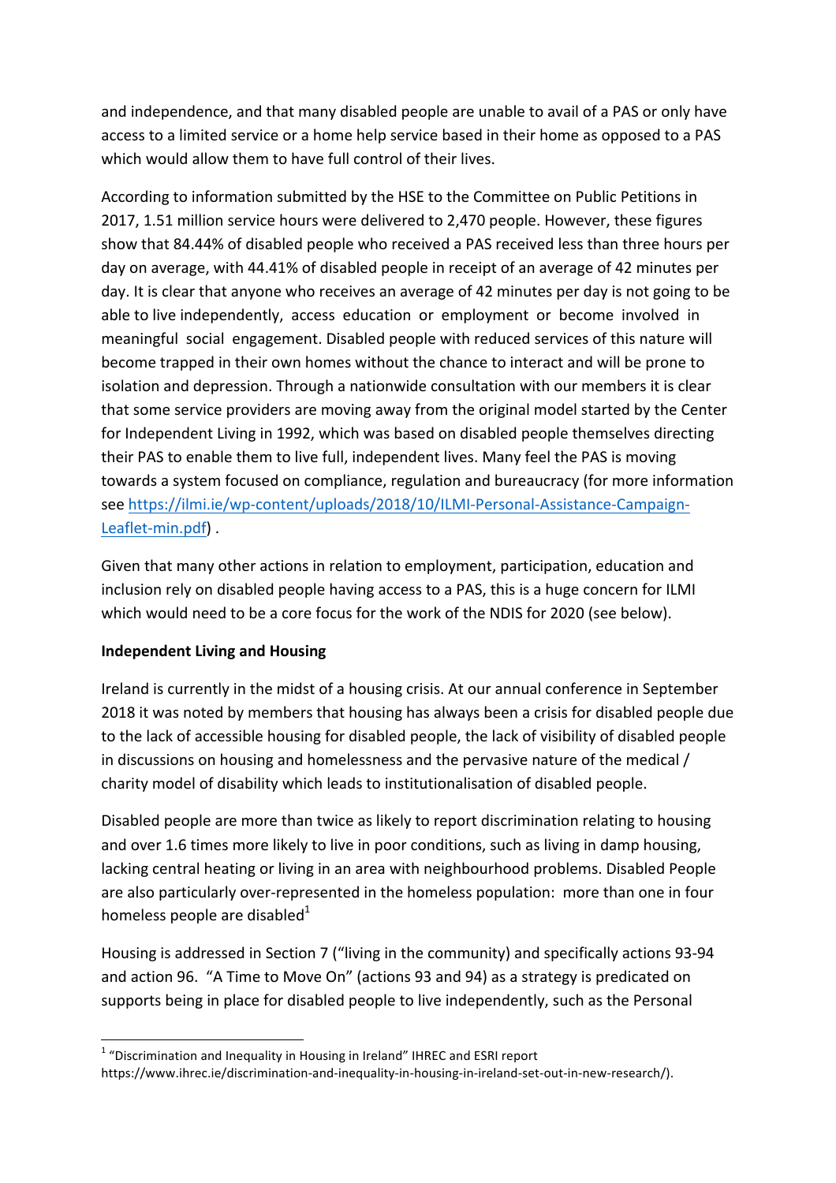and independence, and that many disabled people are unable to avail of a PAS or only have access to a limited service or a home help service based in their home as opposed to a PAS which would allow them to have full control of their lives.

According to information submitted by the HSE to the Committee on Public Petitions in 2017, 1.51 million service hours were delivered to 2,470 people. However, these figures show that 84.44% of disabled people who received a PAS received less than three hours per day on average, with 44.41% of disabled people in receipt of an average of 42 minutes per day. It is clear that anyone who receives an average of 42 minutes per day is not going to be able to live independently, access education or employment or become involved in meaningful social engagement. Disabled people with reduced services of this nature will become trapped in their own homes without the chance to interact and will be prone to isolation and depression. Through a nationwide consultation with our members it is clear that some service providers are moving away from the original model started by the Center for Independent Living in 1992, which was based on disabled people themselves directing their PAS to enable them to live full, independent lives. Many feel the PAS is moving towards a system focused on compliance, regulation and bureaucracy (for more information see https://ilmi.ie/wp-content/uploads/2018/10/ILMI-Personal-Assistance-Campaign-Leaflet-min.pdf) .

Given that many other actions in relation to employment, participation, education and inclusion rely on disabled people having access to a PAS, this is a huge concern for ILMI which would need to be a core focus for the work of the NDIS for 2020 (see below).

**Independent Living and Housing**

Ireland is currently in the midst of a housing crisis. At our annual conference in September 2018 it was noted by members that housing has always been a crisis for disabled people due to the lack of accessible housing for disabled people, the lack of visibility of disabled people in discussions on housing and homelessness and the pervasive nature of the medical / charity model of disability which leads to institutionalisation of disabled people.

Disabled people are more than twice as likely to report discrimination relating to housing and over 1.6 times more likely to live in poor conditions, such as living in damp housing, lacking central heating or living in an area with neighbourhood problems. Disabled People are also particularly over-represented in the homeless population: more than one in four homeless people are disabled[1]

Housing is addressed in Section 7 ("living in the community) and specifically actions 93-94 and action 96. "A Time to Move On" (actions 93 and 94) as a strategy is predicated on supports being in place for disabled people to live independently, such as the Personal

[1] "Discrimination and Inequality in Housing in Ireland" IHREC and ESRI report https://www.ihrec.ie/discrimination-and-inequality-in-housing-in-ireland-set-out-in-new-research/).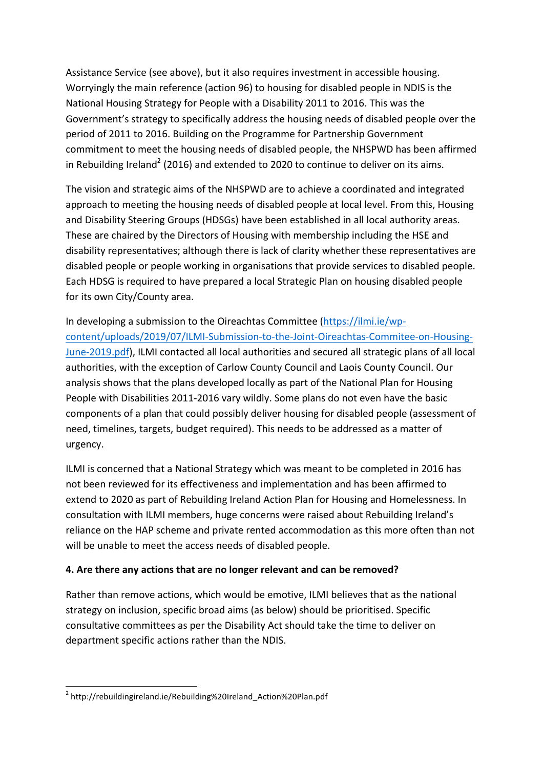Assistance Service (see above), but it also requires investment in accessible housing. Worryingly the main reference (action 96) to housing for disabled people in NDIS is the National Housing Strategy for People with a Disability 2011 to 2016. This was the Government's strategy to specifically address the housing needs of disabled people over the period of 2011 to 2016. Building on the Programme for Partnership Government commitment to meet the housing needs of disabled people, the NHSPWD has been affirmed in Rebuilding Ireland[2] (2016) and extended to 2020 to continue to deliver on its aims.

The vision and strategic aims of the NHSPWD are to achieve a coordinated and integrated approach to meeting the housing needs of disabled people at local level. From this, Housing and Disability Steering Groups (HDSGs) have been established in all local authority areas. These are chaired by the Directors of Housing with membership including the HSE and disability representatives; although there is lack of clarity whether these representatives are disabled people or people working in organisations that provide services to disabled people. Each HDSG is required to have prepared a local Strategic Plan on housing disabled people for its own City/County area.

In developing a submission to the Oireachtas Committee (https://ilmi.ie/wp-content/uploads/2019/07/ILMI-Submission-to-the-Joint-Oireachtas-Commitee-on-Housing-June-2019.pdf), ILMI contacted all local authorities and secured all strategic plans of all local authorities, with the exception of Carlow County Council and Laois County Council. Our analysis shows that the plans developed locally as part of the National Plan for Housing People with Disabilities 2011-2016 vary wildly. Some plans do not even have the basic components of a plan that could possibly deliver housing for disabled people (assessment of need, timelines, targets, budget required). This needs to be addressed as a matter of urgency.

ILMI is concerned that a National Strategy which was meant to be completed in 2016 has not been reviewed for its effectiveness and implementation and has been affirmed to extend to 2020 as part of Rebuilding Ireland Action Plan for Housing and Homelessness. In consultation with ILMI members, huge concerns were raised about Rebuilding Ireland's reliance on the HAP scheme and private rented accommodation as this more often than not will be unable to meet the access needs of disabled people.

**4. Are there any actions that are no longer relevant and can be removed?**

Rather than remove actions, which would be emotive, ILMI believes that as the national strategy on inclusion, specific broad aims (as below) should be prioritised. Specific consultative committees as per the Disability Act should take the time to deliver on department specific actions rather than the NDIS.

[2] http://rebuildingireland.ie/Rebuilding%20Ireland_Action%20Plan.pdf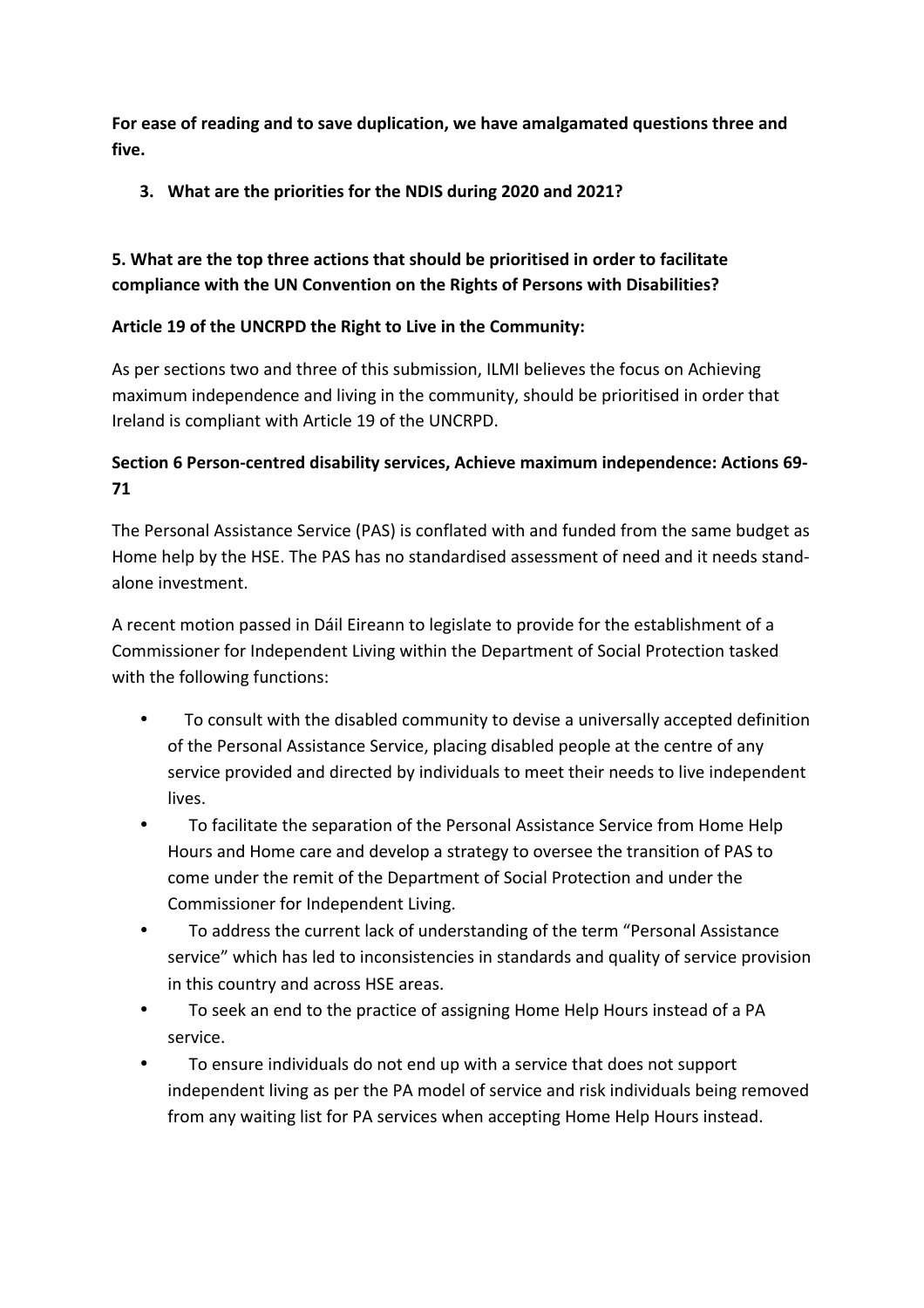**For ease of reading and to save duplication, we have amalgamated questions three and five.**

3. **What are the priorities for the NDIS during 2020 and 2021?**

**5. What are the top three actions that should be prioritised in order to facilitate compliance with the UN Convention on the Rights of Persons with Disabilities?**

**Article 19 of the UNCRPD the Right to Live in the Community:**

As per sections two and three of this submission, ILMI believes the focus on Achieving maximum independence and living in the community, should be prioritised in order that Ireland is compliant with Article 19 of the UNCRPD.

**Section 6 Person-centred disability services, Achieve maximum independence: Actions 69-71**

The Personal Assistance Service (PAS) is conflated with and funded from the same budget as Home help by the HSE. The PAS has no standardised assessment of need and it needs stand-alone investment.

A recent motion passed in Dáil Eireann to legislate to provide for the establishment of a Commissioner for Independent Living within the Department of Social Protection tasked with the following functions:

- To consult with the disabled community to devise a universally accepted definition of the Personal Assistance Service, placing disabled people at the centre of any service provided and directed by individuals to meet their needs to live independent lives.
- To facilitate the separation of the Personal Assistance Service from Home Help Hours and Home care and develop a strategy to oversee the transition of PAS to come under the remit of the Department of Social Protection and under the Commissioner for Independent Living.
- To address the current lack of understanding of the term "Personal Assistance service" which has led to inconsistencies in standards and quality of service provision in this country and across HSE areas.
- To seek an end to the practice of assigning Home Help Hours instead of a PA service.
- To ensure individuals do not end up with a service that does not support independent living as per the PA model of service and risk individuals being removed from any waiting list for PA services when accepting Home Help Hours instead.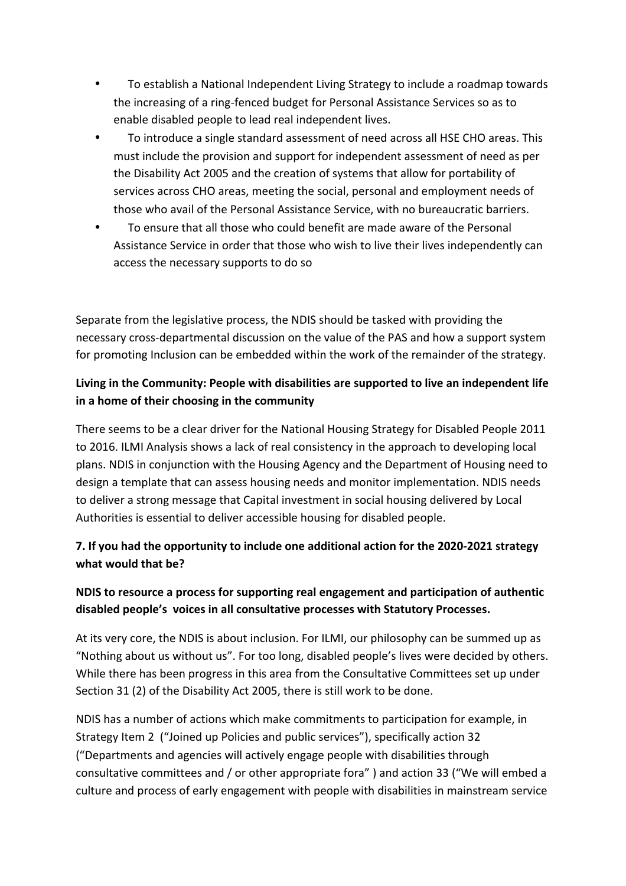- To establish a National Independent Living Strategy to include a roadmap towards the increasing of a ring-fenced budget for Personal Assistance Services so as to enable disabled people to lead real independent lives.
- To introduce a single standard assessment of need across all HSE CHO areas. This must include the provision and support for independent assessment of need as per the Disability Act 2005 and the creation of systems that allow for portability of services across CHO areas, meeting the social, personal and employment needs of those who avail of the Personal Assistance Service, with no bureaucratic barriers.
- To ensure that all those who could benefit are made aware of the Personal Assistance Service in order that those who wish to live their lives independently can access the necessary supports to do so

Separate from the legislative process, the NDIS should be tasked with providing the necessary cross-departmental discussion on the value of the PAS and how a support system for promoting Inclusion can be embedded within the work of the remainder of the strategy.

**Living in the Community: People with disabilities are supported to live an independent life in a home of their choosing in the community**

There seems to be a clear driver for the National Housing Strategy for Disabled People 2011 to 2016. ILMI Analysis shows a lack of real consistency in the approach to developing local plans. NDIS in conjunction with the Housing Agency and the Department of Housing need to design a template that can assess housing needs and monitor implementation. NDIS needs to deliver a strong message that Capital investment in social housing delivered by Local Authorities is essential to deliver accessible housing for disabled people.

**7. If you had the opportunity to include one additional action for the 2020-2021 strategy what would that be?**

**NDIS to resource a process for supporting real engagement and participation of authentic disabled people's voices in all consultative processes with Statutory Processes.**

At its very core, the NDIS is about inclusion. For ILMI, our philosophy can be summed up as "Nothing about us without us". For too long, disabled people's lives were decided by others. While there has been progress in this area from the Consultative Committees set up under Section 31 (2) of the Disability Act 2005, there is still work to be done.

NDIS has a number of actions which make commitments to participation for example, in Strategy Item 2 ("Joined up Policies and public services"), specifically action 32 ("Departments and agencies will actively engage people with disabilities through consultative committees and / or other appropriate fora" ) and action 33 ("We will embed a culture and process of early engagement with people with disabilities in mainstream service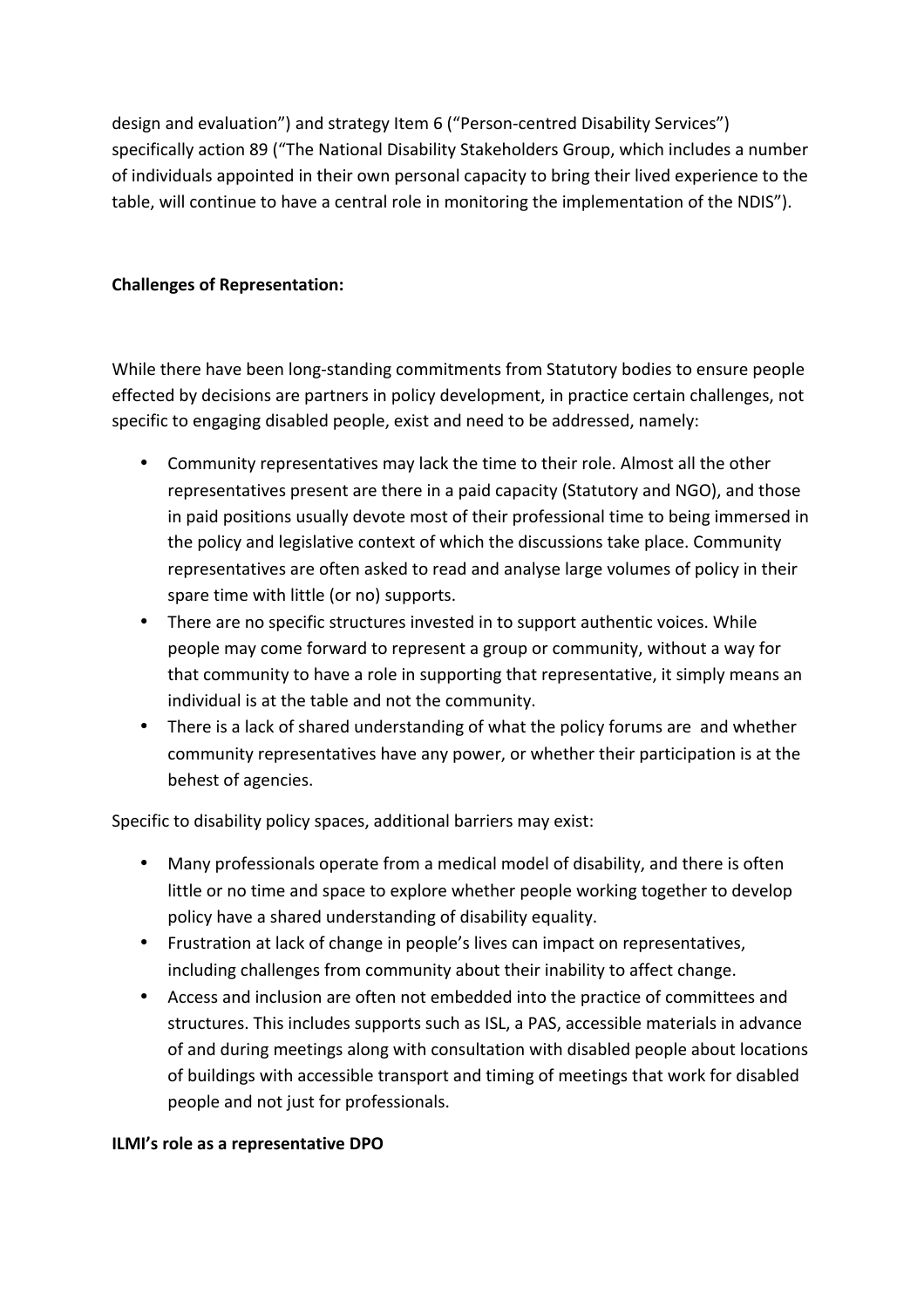design and evaluation") and strategy Item 6 ("Person-centred Disability Services") specifically action 89 ("The National Disability Stakeholders Group, which includes a number of individuals appointed in their own personal capacity to bring their lived experience to the table, will continue to have a central role in monitoring the implementation of the NDIS").

**Challenges of Representation:**

While there have been long-standing commitments from Statutory bodies to ensure people effected by decisions are partners in policy development, in practice certain challenges, not specific to engaging disabled people, exist and need to be addressed, namely:

- Community representatives may lack the time to their role. Almost all the other representatives present are there in a paid capacity (Statutory and NGO), and those in paid positions usually devote most of their professional time to being immersed in the policy and legislative context of which the discussions take place. Community representatives are often asked to read and analyse large volumes of policy in their spare time with little (or no) supports.
- There are no specific structures invested in to support authentic voices. While people may come forward to represent a group or community, without a way for that community to have a role in supporting that representative, it simply means an individual is at the table and not the community.
- There is a lack of shared understanding of what the policy forums are and whether community representatives have any power, or whether their participation is at the behest of agencies.

Specific to disability policy spaces, additional barriers may exist:

- Many professionals operate from a medical model of disability, and there is often little or no time and space to explore whether people working together to develop policy have a shared understanding of disability equality.
- Frustration at lack of change in people's lives can impact on representatives, including challenges from community about their inability to affect change.
- Access and inclusion are often not embedded into the practice of committees and structures. This includes supports such as ISL, a PAS, accessible materials in advance of and during meetings along with consultation with disabled people about locations of buildings with accessible transport and timing of meetings that work for disabled people and not just for professionals.

**ILMI's role as a representative DPO**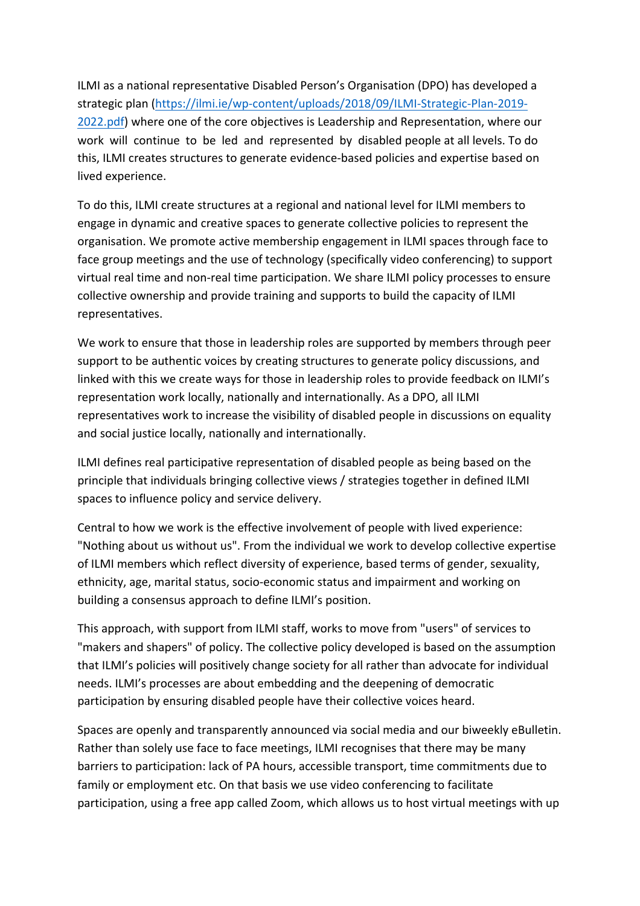ILMI as a national representative Disabled Person's Organisation (DPO) has developed a strategic plan ([https://ilmi.ie/wp-content/uploads/2018/09/ILMI-Strategic-Plan-2019-2022.pdf](https://ilmi.ie/wp-content/uploads/2018/09/ILMI-Strategic-Plan-2019-2022.pdf)) where one of the core objectives is Leadership and Representation, where our work will continue to be led and represented by disabled people at all levels. To do this, ILMI creates structures to generate evidence-based policies and expertise based on lived experience.

To do this, ILMI create structures at a regional and national level for ILMI members to engage in dynamic and creative spaces to generate collective policies to represent the organisation. We promote active membership engagement in ILMI spaces through face to face group meetings and the use of technology (specifically video conferencing) to support virtual real time and non-real time participation. We share ILMI policy processes to ensure collective ownership and provide training and supports to build the capacity of ILMI representatives.

We work to ensure that those in leadership roles are supported by members through peer support to be authentic voices by creating structures to generate policy discussions, and linked with this we create ways for those in leadership roles to provide feedback on ILMI's representation work locally, nationally and internationally. As a DPO, all ILMI representatives work to increase the visibility of disabled people in discussions on equality and social justice locally, nationally and internationally.

ILMI defines real participative representation of disabled people as being based on the principle that individuals bringing collective views / strategies together in defined ILMI spaces to influence policy and service delivery.

Central to how we work is the effective involvement of people with lived experience: "Nothing about us without us". From the individual we work to develop collective expertise of ILMI members which reflect diversity of experience, based terms of gender, sexuality, ethnicity, age, marital status, socio-economic status and impairment and working on building a consensus approach to define ILMI's position.

This approach, with support from ILMI staff, works to move from "users" of services to "makers and shapers" of policy. The collective policy developed is based on the assumption that ILMI's policies will positively change society for all rather than advocate for individual needs. ILMI's processes are about embedding and the deepening of democratic participation by ensuring disabled people have their collective voices heard.

Spaces are openly and transparently announced via social media and our biweekly eBulletin. Rather than solely use face to face meetings, ILMI recognises that there may be many barriers to participation: lack of PA hours, accessible transport, time commitments due to family or employment etc. On that basis we use video conferencing to facilitate participation, using a free app called Zoom, which allows us to host virtual meetings with up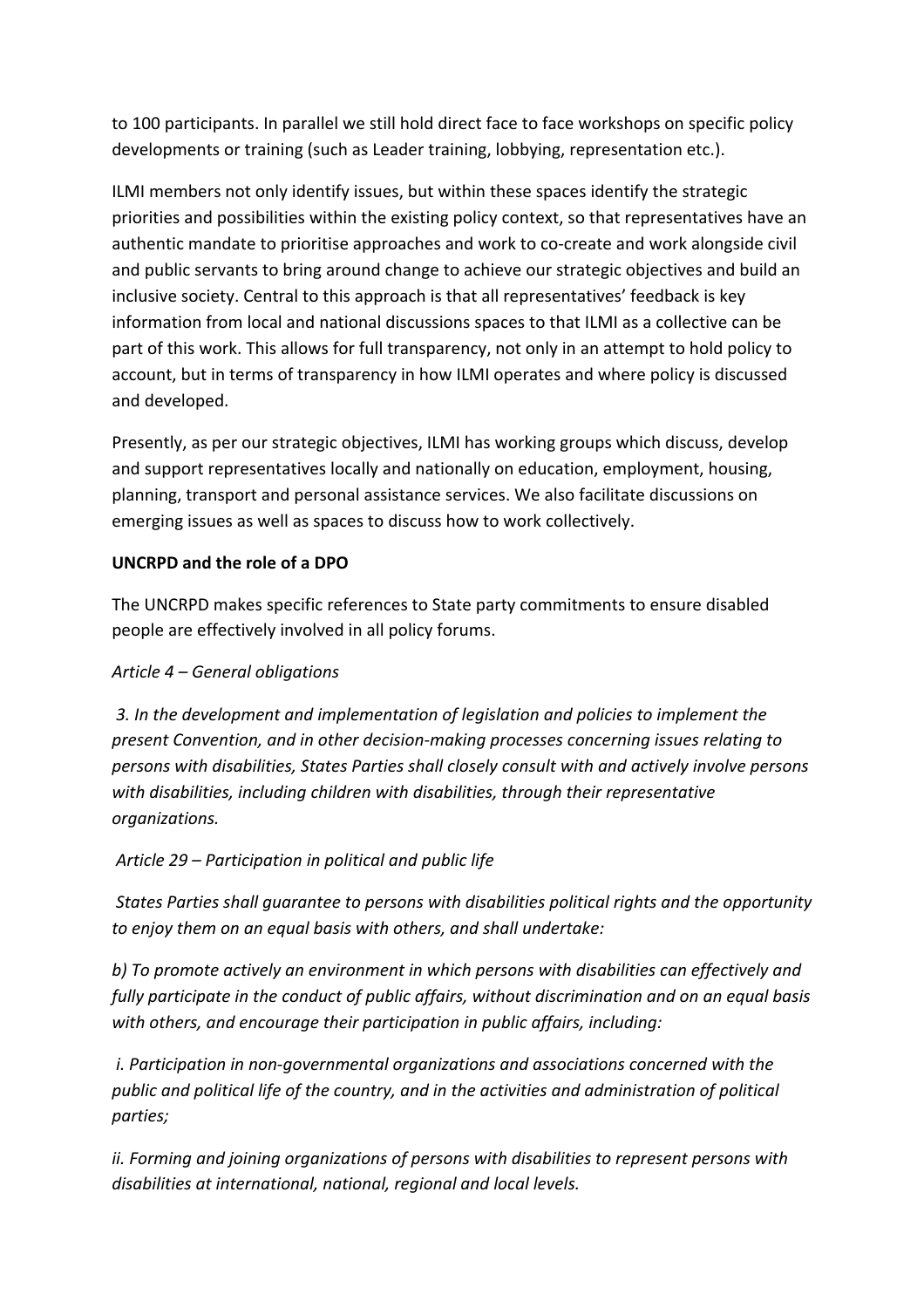to 100 participants. In parallel we still hold direct face to face workshops on specific policy developments or training (such as Leader training, lobbying, representation etc.).

ILMI members not only identify issues, but within these spaces identify the strategic priorities and possibilities within the existing policy context, so that representatives have an authentic mandate to prioritise approaches and work to co-create and work alongside civil and public servants to bring around change to achieve our strategic objectives and build an inclusive society. Central to this approach is that all representatives' feedback is key information from local and national discussions spaces to that ILMI as a collective can be part of this work. This allows for full transparency, not only in an attempt to hold policy to account, but in terms of transparency in how ILMI operates and where policy is discussed and developed.

Presently, as per our strategic objectives, ILMI has working groups which discuss, develop and support representatives locally and nationally on education, employment, housing, planning, transport and personal assistance services. We also facilitate discussions on emerging issues as well as spaces to discuss how to work collectively.

**UNCRPD and the role of a DPO**

The UNCRPD makes specific references to State party commitments to ensure disabled people are effectively involved in all policy forums.

*Article 4 – General obligations*

*3. In the development and implementation of legislation and policies to implement the present Convention, and in other decision-making processes concerning issues relating to persons with disabilities, States Parties shall closely consult with and actively involve persons with disabilities, including children with disabilities, through their representative organizations.*

*Article 29 – Participation in political and public life*

*States Parties shall guarantee to persons with disabilities political rights and the opportunity to enjoy them on an equal basis with others, and shall undertake:*

*b) To promote actively an environment in which persons with disabilities can effectively and fully participate in the conduct of public affairs, without discrimination and on an equal basis with others, and encourage their participation in public affairs, including:*

*i. Participation in non-governmental organizations and associations concerned with the public and political life of the country, and in the activities and administration of political parties;*

*ii. Forming and joining organizations of persons with disabilities to represent persons with disabilities at international, national, regional and local levels.*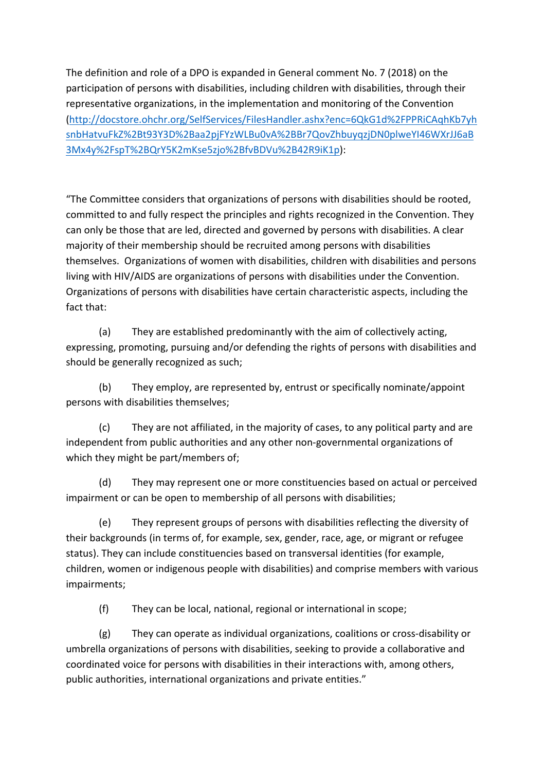The definition and role of a DPO is expanded in General comment No. 7 (2018) on the participation of persons with disabilities, including children with disabilities, through their representative organizations, in the implementation and monitoring of the Convention (http://docstore.ohchr.org/SelfServices/FilesHandler.ashx?enc=6QkG1d%2FPPRiCAqhKb7yhsnbHatvuFkZ%2Bt93Y3D%2Baa2pjFYzWLBu0vA%2BBr7QovZhbuyqzjDN0plweYI46WXrJJ6aB3Mx4y%2FspT%2BQrY5K2mKse5zjo%2BfvBDVu%2B42R9iK1p):

"The Committee considers that organizations of persons with disabilities should be rooted, committed to and fully respect the principles and rights recognized in the Convention. They can only be those that are led, directed and governed by persons with disabilities. A clear majority of their membership should be recruited among persons with disabilities themselves. Organizations of women with disabilities, children with disabilities and persons living with HIV/AIDS are organizations of persons with disabilities under the Convention. Organizations of persons with disabilities have certain characteristic aspects, including the fact that:

(a) They are established predominantly with the aim of collectively acting, expressing, promoting, pursuing and/or defending the rights of persons with disabilities and should be generally recognized as such;

(b) They employ, are represented by, entrust or specifically nominate/appoint persons with disabilities themselves;

(c) They are not affiliated, in the majority of cases, to any political party and are independent from public authorities and any other non-governmental organizations of which they might be part/members of;

(d) They may represent one or more constituencies based on actual or perceived impairment or can be open to membership of all persons with disabilities;

(e) They represent groups of persons with disabilities reflecting the diversity of their backgrounds (in terms of, for example, sex, gender, race, age, or migrant or refugee status). They can include constituencies based on transversal identities (for example, children, women or indigenous people with disabilities) and comprise members with various impairments;

(f) They can be local, national, regional or international in scope;

(g) They can operate as individual organizations, coalitions or cross-disability or umbrella organizations of persons with disabilities, seeking to provide a collaborative and coordinated voice for persons with disabilities in their interactions with, among others, public authorities, international organizations and private entities."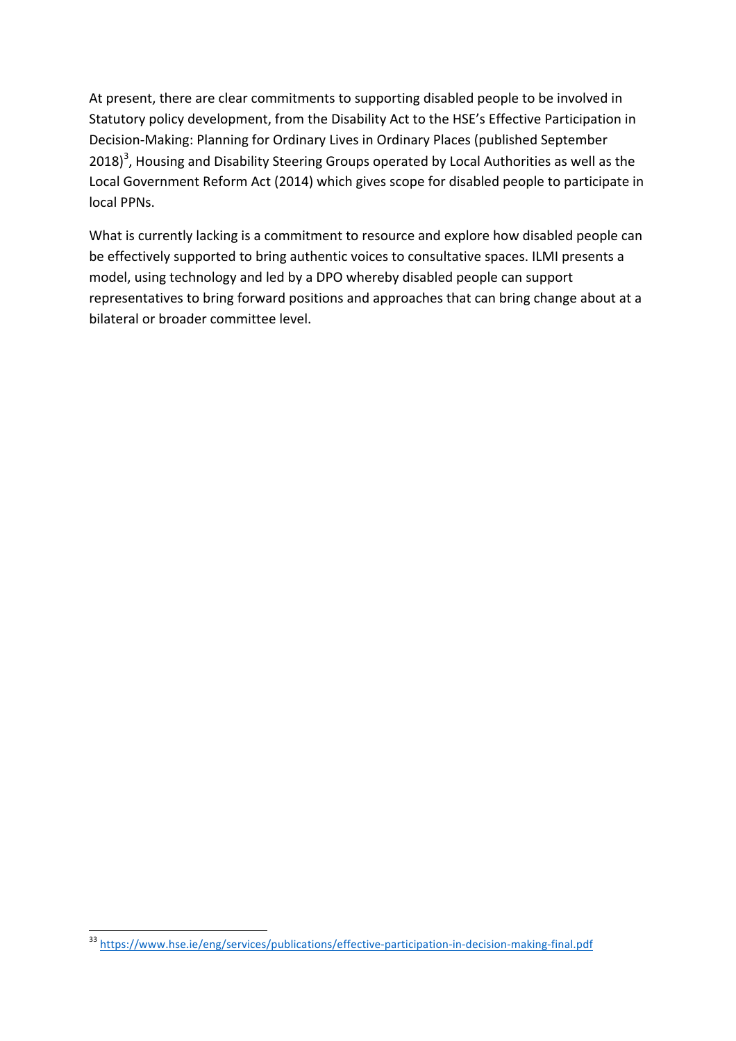At present, there are clear commitments to supporting disabled people to be involved in Statutory policy development, from the Disability Act to the HSE's Effective Participation in Decision-Making: Planning for Ordinary Lives in Ordinary Places (published September 2018)[3], Housing and Disability Steering Groups operated by Local Authorities as well as the Local Government Reform Act (2014) which gives scope for disabled people to participate in local PPNs.

What is currently lacking is a commitment to resource and explore how disabled people can be effectively supported to bring authentic voices to consultative spaces. ILMI presents a model, using technology and led by a DPO whereby disabled people can support representatives to bring forward positions and approaches that can bring change about at a bilateral or broader committee level.

---

[33] https://www.hse.ie/eng/services/publications/effective-participation-in-decision-making-final.pdf